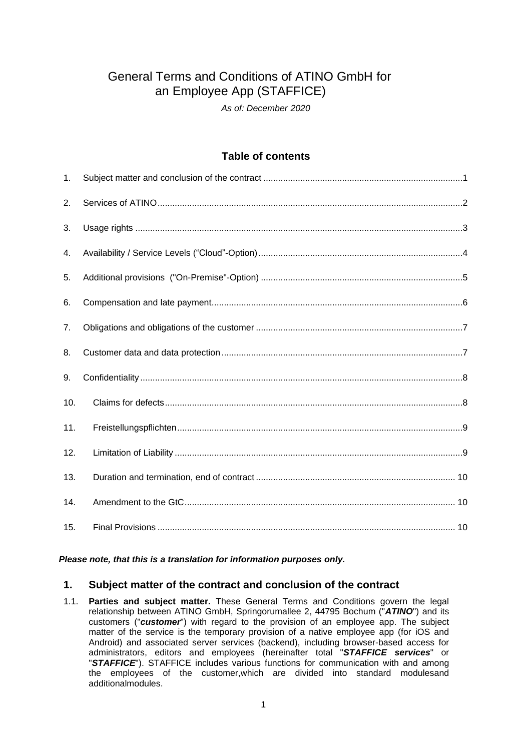# General Terms and Conditions of ATINO GmbH for an Employee App (STAFFICE)

*As of: December 2020*

## Table of contents

| | | |
|---|---|---|
| 1. | Subject matter and conclusion of the contract | 1 |
| 2. | Services of ATINO | 2 |
| 3. | Usage rights | 3 |
| 4. | Availability / Service Levels ("Cloud"-Option) | 4 |
| 5. | Additional provisions ("On-Premise"-Option) | 5 |
| 6. | Compensation and late payment | 6 |
| 7. | Obligations and obligations of the customer | 7 |
| 8. | Customer data and data protection | 7 |
| 9. | Confidentiality | 8 |
| 10. | Claims for defects | 8 |
| 11. | Freistellungspflichten | 9 |
| 12. | Limitation of Liability | 9 |
| 13. | Duration and termination, end of contract | 10 |
| 14. | Amendment to the GtC | 10 |
| 15. | Final Provisions | 10 |

***Please note, that this is a translation for information purposes only.***

## 1. Subject matter of the contract and conclusion of the contract

1.1. **Parties and subject matter.** These General Terms and Conditions govern the legal relationship between ATINO GmbH, Springorumallee 2, 44795 Bochum ("***ATINO***") and its customers ("***customer***") with regard to the provision of an employee app. The subject matter of the service is the temporary provision of a native employee app (for iOS and Android) and associated server services (backend), including browser-based access for administrators, editors and employees (hereinafter total "***STAFFICE services***" or "***STAFFICE***"). STAFFICE includes various functions for communication with and among the employees of the customer,which are divided into standard modulesand additionalmodules.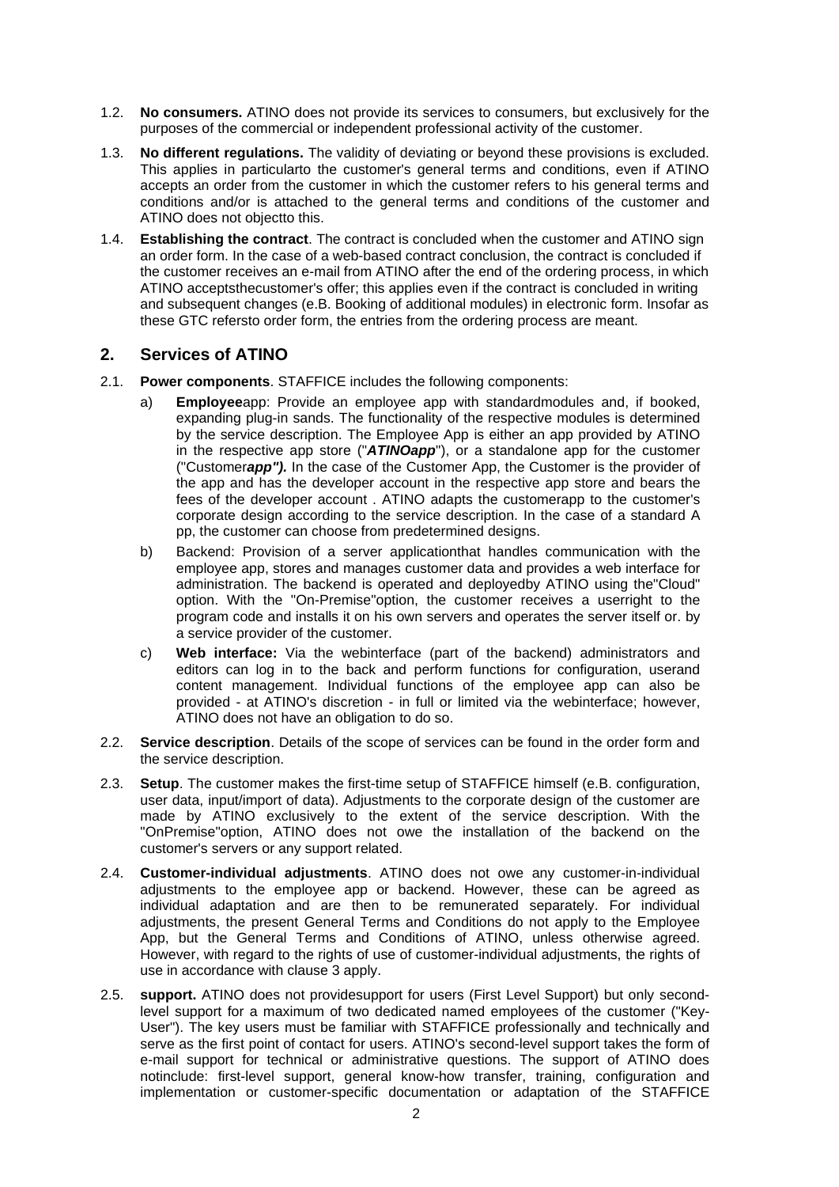1.2. **No consumers.** ATINO does not provide its services to consumers, but exclusively for the purposes of the commercial or independent professional activity of the customer.

1.3. **No different regulations.** The validity of deviating or beyond these provisions is excluded. This applies in particularto the customer's general terms and conditions, even if ATINO accepts an order from the customer in which the customer refers to his general terms and conditions and/or is attached to the general terms and conditions of the customer and ATINO does not objectto this.

1.4. **Establishing the contract**. The contract is concluded when the customer and ATINO sign an order form. In the case of a web-based contract conclusion, the contract is concluded if the customer receives an e-mail from ATINO after the end of the ordering process, in which ATINO acceptsthecustomer's offer; this applies even if the contract is concluded in writing and subsequent changes (e.B. Booking of additional modules) in electronic form. Insofar as these GTC refersto order form, the entries from the ordering process are meant.

## 2. Services of ATINO

2.1. **Power components**. STAFFICE includes the following components:

a) **Employee**app: Provide an employee app with standardmodules and, if booked, expanding plug-in sands. The functionality of the respective modules is determined by the service description. The Employee App is either an app provided by ATINO in the respective app store ("***ATINOapp***"), or a standalone app for the customer ("Customer***app").*** In the case of the Customer App, the Customer is the provider of the app and has the developer account in the respective app store and bears the fees of the developer account . ATINO adapts the customerapp to the customer's corporate design according to the service description. In the case of a standard A pp, the customer can choose from predetermined designs.

b) Backend: Provision of a server applicationthat handles communication with the employee app, stores and manages customer data and provides a web interface for administration. The backend is operated and deployedby ATINO using the"Cloud" option. With the "On-Premise"option, the customer receives a userright to the program code and installs it on his own servers and operates the server itself or. by a service provider of the customer.

c) **Web interface:** Via the webinterface (part of the backend) administrators and editors can log in to the back and perform functions for configuration, userand content management. Individual functions of the employee app can also be provided - at ATINO's discretion - in full or limited via the webinterface; however, ATINO does not have an obligation to do so.

2.2. **Service description**. Details of the scope of services can be found in the order form and the service description.

2.3. **Setup**. The customer makes the first-time setup of STAFFICE himself (e.B. configuration, user data, input/import of data). Adjustments to the corporate design of the customer are made by ATINO exclusively to the extent of the service description. With the "OnPremise"option, ATINO does not owe the installation of the backend on the customer's servers or any support related.

2.4. **Customer-individual adjustments**. ATINO does not owe any customer-in-individual adjustments to the employee app or backend. However, these can be agreed as individual adaptation and are then to be remunerated separately. For individual adjustments, the present General Terms and Conditions do not apply to the Employee App, but the General Terms and Conditions of ATINO, unless otherwise agreed. However, with regard to the rights of use of customer-individual adjustments, the rights of use in accordance with clause 3 apply.

2.5. **support.** ATINO does not providesupport for users (First Level Support) but only second-level support for a maximum of two dedicated named employees of the customer ("Key-User"). The key users must be familiar with STAFFICE professionally and technically and serve as the first point of contact for users. ATINO's second-level support takes the form of e-mail support for technical or administrative questions. The support of ATINO does notinclude: first-level support, general know-how transfer, training, configuration and implementation or customer-specific documentation or adaptation of the STAFFICE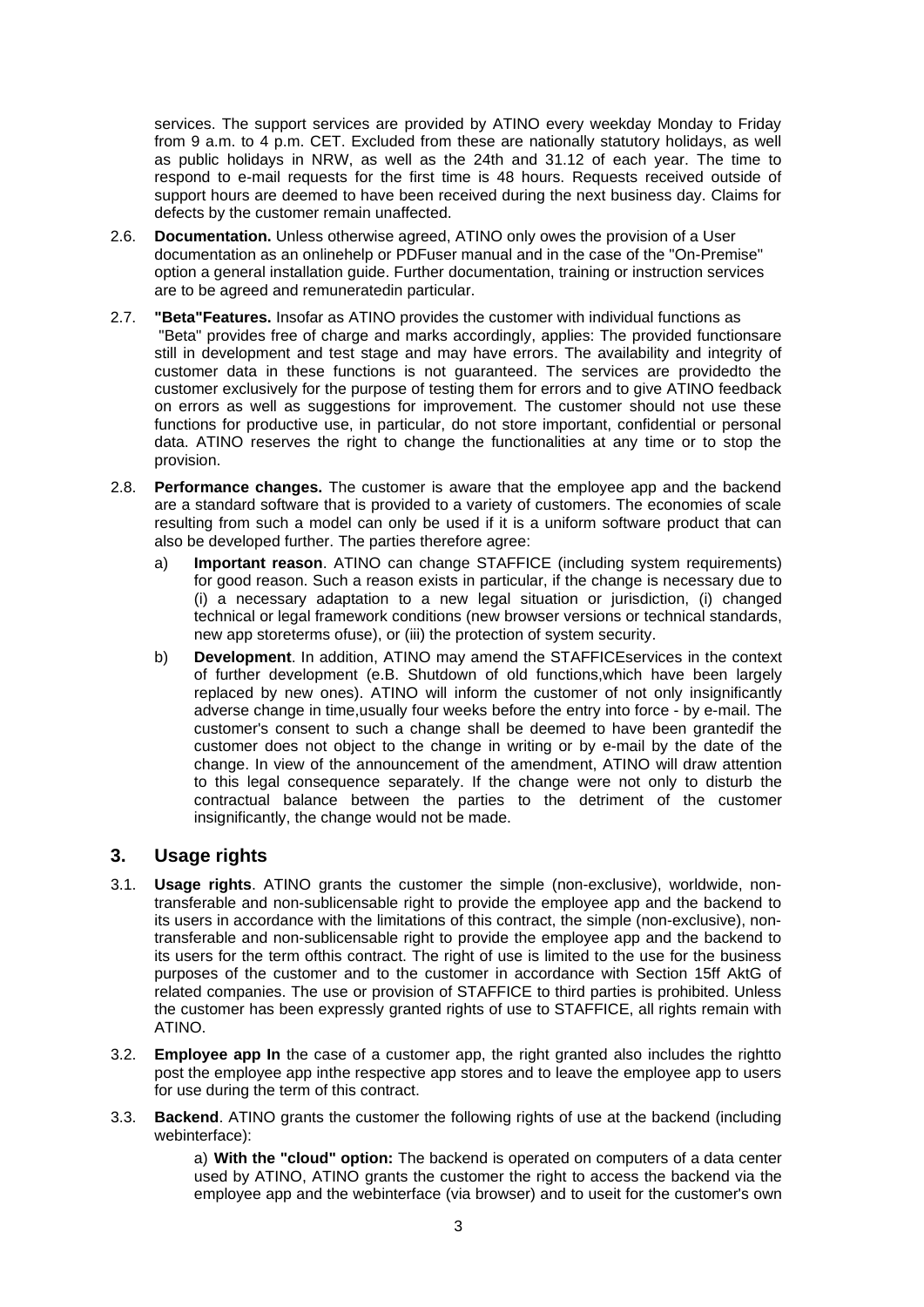services. The support services are provided by ATINO every weekday Monday to Friday from 9 a.m. to 4 p.m. CET. Excluded from these are nationally statutory holidays, as well as public holidays in NRW, as well as the 24th and 31.12 of each year. The time to respond to e-mail requests for the first time is 48 hours. Requests received outside of support hours are deemed to have been received during the next business day. Claims for defects by the customer remain unaffected.

2.6. **Documentation.** Unless otherwise agreed, ATINO only owes the provision of a User documentation as an onlinehelp or PDFuser manual and in the case of the "On-Premise" option a general installation guide. Further documentation, training or instruction services are to be agreed and remuneratedin particular.

2.7. **"Beta"Features.** Insofar as ATINO provides the customer with individual functions as "Beta" provides free of charge and marks accordingly, applies: The provided functionsare still in development and test stage and may have errors. The availability and integrity of customer data in these functions is not guaranteed. The services are providedto the customer exclusively for the purpose of testing them for errors and to give ATINO feedback on errors as well as suggestions for improvement. The customer should not use these functions for productive use, in particular, do not store important, confidential or personal data. ATINO reserves the right to change the functionalities at any time or to stop the provision.

2.8. **Performance changes.** The customer is aware that the employee app and the backend are a standard software that is provided to a variety of customers. The economies of scale resulting from such a model can only be used if it is a uniform software product that can also be developed further. The parties therefore agree:

a) **Important reason**. ATINO can change STAFFICE (including system requirements) for good reason. Such a reason exists in particular, if the change is necessary due to (i) a necessary adaptation to a new legal situation or jurisdiction, (i) changed technical or legal framework conditions (new browser versions or technical standards, new app storeterms ofuse), or (iii) the protection of system security.

b) **Development**. In addition, ATINO may amend the STAFFICEservices in the context of further development (e.B. Shutdown of old functions,which have been largely replaced by new ones). ATINO will inform the customer of not only insignificantly adverse change in time,usually four weeks before the entry into force - by e-mail. The customer's consent to such a change shall be deemed to have been grantedif the customer does not object to the change in writing or by e-mail by the date of the change. In view of the announcement of the amendment, ATINO will draw attention to this legal consequence separately. If the change were not only to disturb the contractual balance between the parties to the detriment of the customer insignificantly, the change would not be made.

## 3. Usage rights

3.1. **Usage rights**. ATINO grants the customer the simple (non-exclusive), worldwide, non-transferable and non-sublicensable right to provide the employee app and the backend to its users in accordance with the limitations of this contract, the simple (non-exclusive), non-transferable and non-sublicensable right to provide the employee app and the backend to its users for the term ofthis contract. The right of use is limited to the use for the business purposes of the customer and to the customer in accordance with Section 15ff AktG of related companies. The use or provision of STAFFICE to third parties is prohibited. Unless the customer has been expressly granted rights of use to STAFFICE, all rights remain with ATINO.

3.2. **Employee app In** the case of a customer app, the right granted also includes the rightto post the employee app inthe respective app stores and to leave the employee app to users for use during the term of this contract.

3.3. **Backend**. ATINO grants the customer the following rights of use at the backend (including webinterface):

a) **With the "cloud" option:** The backend is operated on computers of a data center used by ATINO, ATINO grants the customer the right to access the backend via the employee app and the webinterface (via browser) and to useit for the customer's own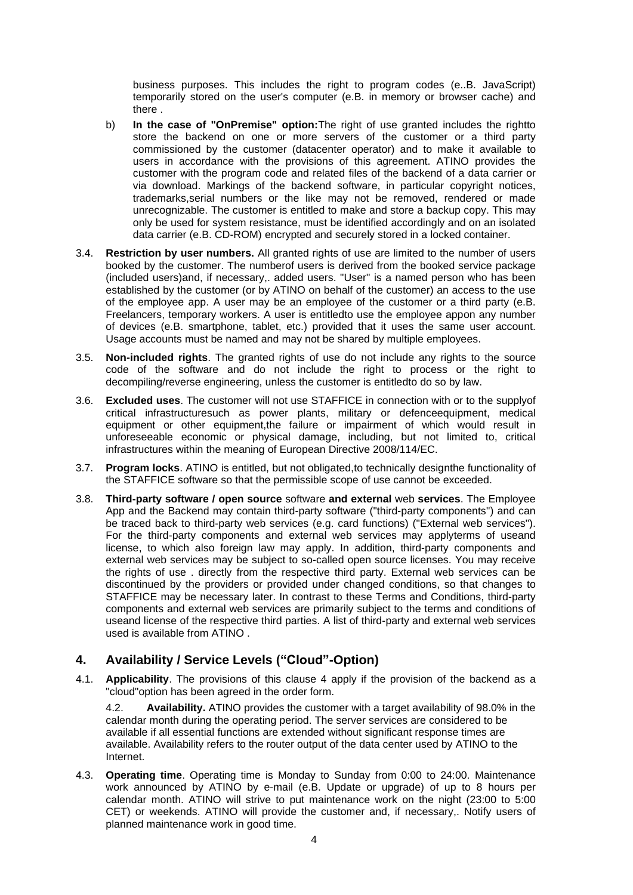business purposes. This includes the right to program codes (e..B. JavaScript) temporarily stored on the user's computer (e.B. in memory or browser cache) and there .

b) **In the case of "OnPremise" option:**The right of use granted includes the rightto store the backend on one or more servers of the customer or a third party commissioned by the customer (datacenter operator) and to make it available to users in accordance with the provisions of this agreement. ATINO provides the customer with the program code and related files of the backend of a data carrier or via download. Markings of the backend software, in particular copyright notices, trademarks,serial numbers or the like may not be removed, rendered or made unrecognizable. The customer is entitled to make and store a backup copy. This may only be used for system resistance, must be identified accordingly and on an isolated data carrier (e.B. CD-ROM) encrypted and securely stored in a locked container.

3.4. **Restriction by user numbers.** All granted rights of use are limited to the number of users booked by the customer. The numberof users is derived from the booked service package (included users)and, if necessary,. added users. "User" is a named person who has been established by the customer (or by ATINO on behalf of the customer) an access to the use of the employee app. A user may be an employee of the customer or a third party (e.B. Freelancers, temporary workers. A user is entitledto use the employee appon any number of devices (e.B. smartphone, tablet, etc.) provided that it uses the same user account. Usage accounts must be named and may not be shared by multiple employees.

3.5. **Non-included rights**. The granted rights of use do not include any rights to the source code of the software and do not include the right to process or the right to decompiling/reverse engineering, unless the customer is entitledto do so by law.

3.6. **Excluded uses**. The customer will not use STAFFICE in connection with or to the supplyof critical infrastructuresuch as power plants, military or defenceequipment, medical equipment or other equipment,the failure or impairment of which would result in unforeseeable economic or physical damage, including, but not limited to, critical infrastructures within the meaning of European Directive 2008/114/EC.

3.7. **Program locks**. ATINO is entitled, but not obligated,to technically designthe functionality of the STAFFICE software so that the permissible scope of use cannot be exceeded.

3.8. **Third-party software / open source** software **and external** web **services**. The Employee App and the Backend may contain third-party software ("third-party components") and can be traced back to third-party web services (e.g. card functions) ("External web services"). For the third-party components and external web services may applyterms of useand license, to which also foreign law may apply. In addition, third-party components and external web services may be subject to so-called open source licenses. You may receive the rights of use . directly from the respective third party. External web services can be discontinued by the providers or provided under changed conditions, so that changes to STAFFICE may be necessary later. In contrast to these Terms and Conditions, third-party components and external web services are primarily subject to the terms and conditions of useand license of the respective third parties. A list of third-party and external web services used is available from ATINO .

## 4. Availability / Service Levels ("Cloud"-Option)

4.1. **Applicability**. The provisions of this clause 4 apply if the provision of the backend as a "cloud"option has been agreed in the order form.

4.2. **Availability.** ATINO provides the customer with a target availability of 98.0% in the calendar month during the operating period. The server services are considered to be available if all essential functions are extended without significant response times are available. Availability refers to the router output of the data center used by ATINO to the Internet.

4.3. **Operating time**. Operating time is Monday to Sunday from 0:00 to 24:00. Maintenance work announced by ATINO by e-mail (e.B. Update or upgrade) of up to 8 hours per calendar month. ATINO will strive to put maintenance work on the night (23:00 to 5:00 CET) or weekends. ATINO will provide the customer and, if necessary,. Notify users of planned maintenance work in good time.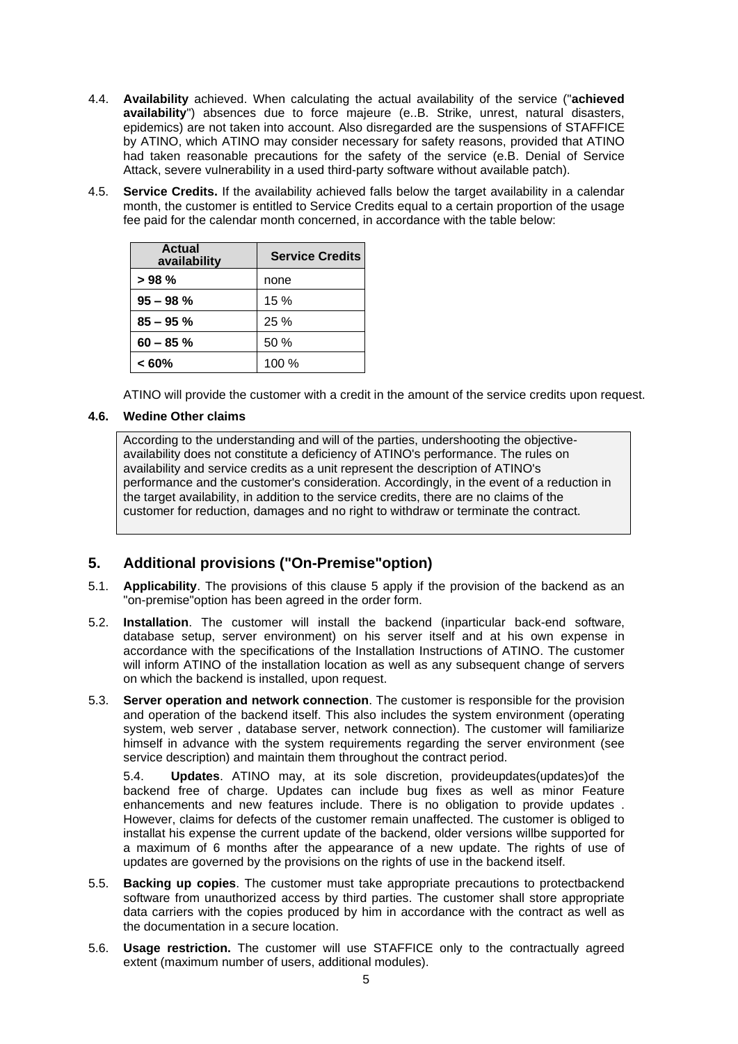4.4. **Availability** achieved. When calculating the actual availability of the service ("**achieved availability**") absences due to force majeure (e..B. Strike, unrest, natural disasters, epidemics) are not taken into account. Also disregarded are the suspensions of STAFFICE by ATINO, which ATINO may consider necessary for safety reasons, provided that ATINO had taken reasonable precautions for the safety of the service (e.B. Denial of Service Attack, severe vulnerability in a used third-party software without available patch).

4.5. **Service Credits.** If the availability achieved falls below the target availability in a calendar month, the customer is entitled to Service Credits equal to a certain proportion of the usage fee paid for the calendar month concerned, in accordance with the table below:

| Actual availability | Service Credits |
|---|---|
| **> 98 %** | none |
| **95 – 98 %** | 15 % |
| **85 – 95 %** | 25 % |
| **60 – 85 %** | 50 % |
| **< 60%** | 100 % |

ATINO will provide the customer with a credit in the amount of the service credits upon request.

**4.6. Wedine Other claims**

According to the understanding and will of the parties, undershooting the objective-availability does not constitute a deficiency of ATINO's performance. The rules on availability and service credits as a unit represent the description of ATINO's performance and the customer's consideration. Accordingly, in the event of a reduction in the target availability, in addition to the service credits, there are no claims of the customer for reduction, damages and no right to withdraw or terminate the contract.

## 5. Additional provisions ("On-Premise"option)

5.1. **Applicability**. The provisions of this clause 5 apply if the provision of the backend as an "on-premise"option has been agreed in the order form.

5.2. **Installation**. The customer will install the backend (inparticular back-end software, database setup, server environment) on his server itself and at his own expense in accordance with the specifications of the Installation Instructions of ATINO. The customer will inform ATINO of the installation location as well as any subsequent change of servers on which the backend is installed, upon request.

5.3. **Server operation and network connection**. The customer is responsible for the provision and operation of the backend itself. This also includes the system environment (operating system, web server , database server, network connection). The customer will familiarize himself in advance with the system requirements regarding the server environment (see service description) and maintain them throughout the contract period.

5.4. **Updates**. ATINO may, at its sole discretion, provideupdates(updates)of the backend free of charge. Updates can include bug fixes as well as minor Feature enhancements and new features include. There is no obligation to provide updates . However, claims for defects of the customer remain unaffected. The customer is obliged to installat his expense the current update of the backend, older versions willbe supported for a maximum of 6 months after the appearance of a new update. The rights of use of updates are governed by the provisions on the rights of use in the backend itself.

5.5. **Backing up copies**. The customer must take appropriate precautions to protectbackend software from unauthorized access by third parties. The customer shall store appropriate data carriers with the copies produced by him in accordance with the contract as well as the documentation in a secure location.

5.6. **Usage restriction.** The customer will use STAFFICE only to the contractually agreed extent (maximum number of users, additional modules).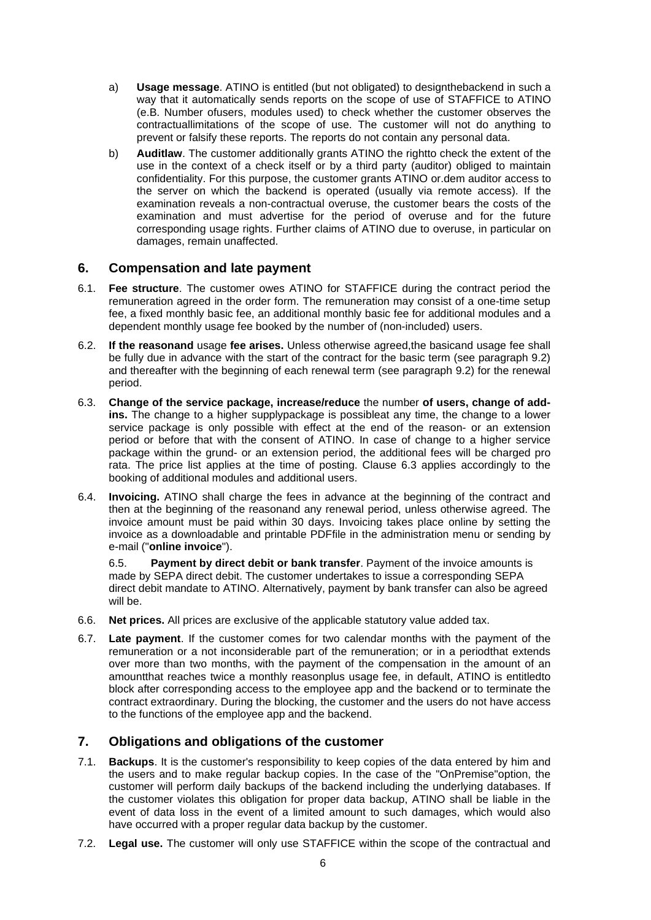a) **Usage message**. ATINO is entitled (but not obligated) to designthebackend in such a way that it automatically sends reports on the scope of use of STAFFICE to ATINO (e.B. Number ofusers, modules used) to check whether the customer observes the contractuallimitations of the scope of use. The customer will not do anything to prevent or falsify these reports. The reports do not contain any personal data.

b) **Auditlaw**. The customer additionally grants ATINO the rightto check the extent of the use in the context of a check itself or by a third party (auditor) obliged to maintain confidentiality. For this purpose, the customer grants ATINO or.dem auditor access to the server on which the backend is operated (usually via remote access). If the examination reveals a non-contractual overuse, the customer bears the costs of the examination and must advertise for the period of overuse and for the future corresponding usage rights. Further claims of ATINO due to overuse, in particular on damages, remain unaffected.

## 6. Compensation and late payment

6.1. **Fee structure**. The customer owes ATINO for STAFFICE during the contract period the remuneration agreed in the order form. The remuneration may consist of a one-time setup fee, a fixed monthly basic fee, an additional monthly basic fee for additional modules and a dependent monthly usage fee booked by the number of (non-included) users.

6.2. **If the reasonand** usage **fee arises.** Unless otherwise agreed,the basicand usage fee shall be fully due in advance with the start of the contract for the basic term (see paragraph 9.2) and thereafter with the beginning of each renewal term (see paragraph 9.2) for the renewal period.

6.3. **Change of the service package, increase/reduce** the number **of users, change of add-ins.** The change to a higher supplypackage is possibleat any time, the change to a lower service package is only possible with effect at the end of the reason- or an extension period or before that with the consent of ATINO. In case of change to a higher service package within the grund- or an extension period, the additional fees will be charged pro rata. The price list applies at the time of posting. Clause 6.3 applies accordingly to the booking of additional modules and additional users.

6.4. **Invoicing.** ATINO shall charge the fees in advance at the beginning of the contract and then at the beginning of the reasonand any renewal period, unless otherwise agreed. The invoice amount must be paid within 30 days. Invoicing takes place online by setting the invoice as a downloadable and printable PDFfile in the administration menu or sending by e-mail ("**online invoice**").

6.5. **Payment by direct debit or bank transfer**. Payment of the invoice amounts is made by SEPA direct debit. The customer undertakes to issue a corresponding SEPA direct debit mandate to ATINO. Alternatively, payment by bank transfer can also be agreed will be.

6.6. **Net prices.** All prices are exclusive of the applicable statutory value added tax.

6.7. **Late payment**. If the customer comes for two calendar months with the payment of the remuneration or a not inconsiderable part of the remuneration; or in a periodthat extends over more than two months, with the payment of the compensation in the amount of an amountthat reaches twice a monthly reasonplus usage fee, in default, ATINO is entitledto block after corresponding access to the employee app and the backend or to terminate the contract extraordinary. During the blocking, the customer and the users do not have access to the functions of the employee app and the backend.

## 7. Obligations and obligations of the customer

7.1. **Backups**. It is the customer's responsibility to keep copies of the data entered by him and the users and to make regular backup copies. In the case of the "OnPremise"option, the customer will perform daily backups of the backend including the underlying databases. If the customer violates this obligation for proper data backup, ATINO shall be liable in the event of data loss in the event of a limited amount to such damages, which would also have occurred with a proper regular data backup by the customer.

7.2. **Legal use.** The customer will only use STAFFICE within the scope of the contractual and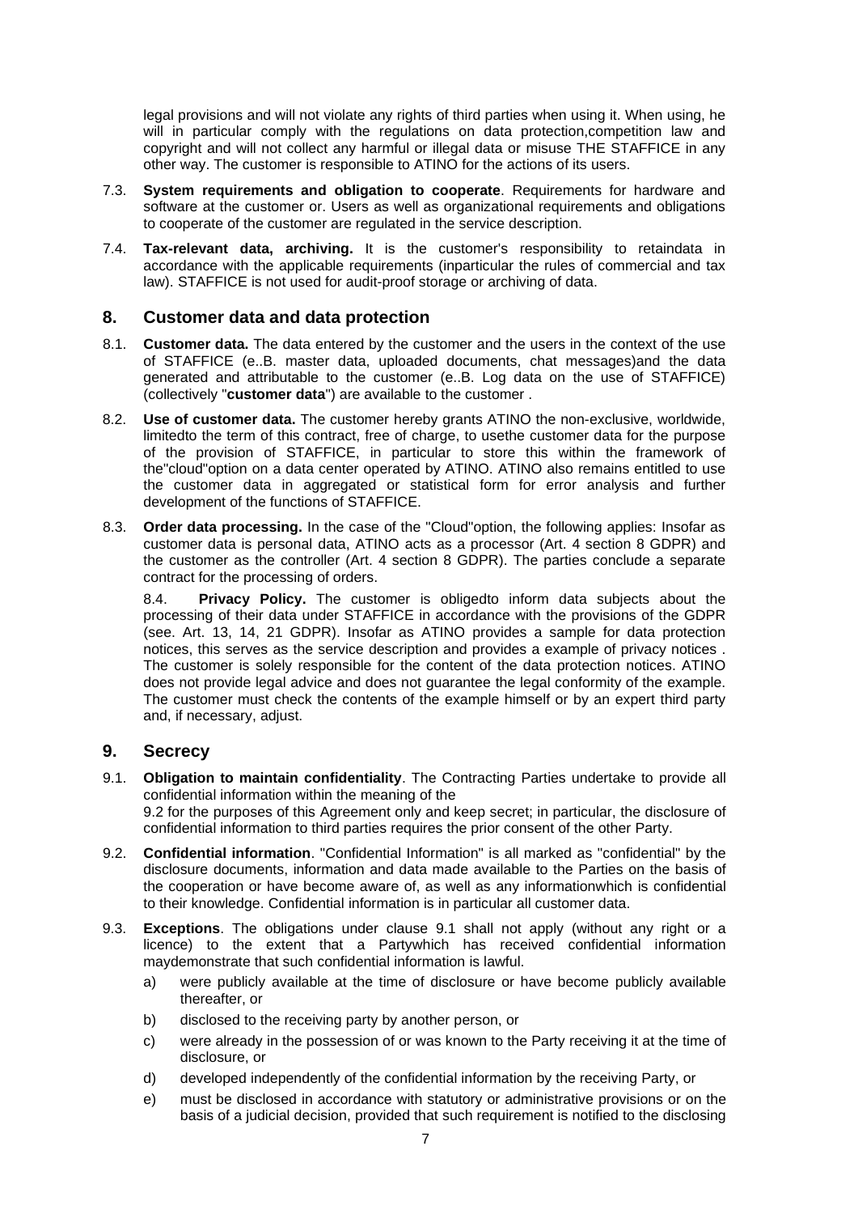legal provisions and will not violate any rights of third parties when using it. When using, he will in particular comply with the regulations on data protection,competition law and copyright and will not collect any harmful or illegal data or misuse THE STAFFICE in any other way. The customer is responsible to ATINO for the actions of its users.

7.3. **System requirements and obligation to cooperate**. Requirements for hardware and software at the customer or. Users as well as organizational requirements and obligations to cooperate of the customer are regulated in the service description.

7.4. **Tax-relevant data, archiving.** It is the customer's responsibility to retaindata in accordance with the applicable requirements (inparticular the rules of commercial and tax law). STAFFICE is not used for audit-proof storage or archiving of data.

## 8. Customer data and data protection

8.1. **Customer data.** The data entered by the customer and the users in the context of the use of STAFFICE (e..B. master data, uploaded documents, chat messages)and the data generated and attributable to the customer (e..B. Log data on the use of STAFFICE) (collectively "**customer data**") are available to the customer .

8.2. **Use of customer data.** The customer hereby grants ATINO the non-exclusive, worldwide, limitedto the term of this contract, free of charge, to usethe customer data for the purpose of the provision of STAFFICE, in particular to store this within the framework of the"cloud"option on a data center operated by ATINO. ATINO also remains entitled to use the customer data in aggregated or statistical form for error analysis and further development of the functions of STAFFICE.

8.3. **Order data processing.** In the case of the "Cloud"option, the following applies: Insofar as customer data is personal data, ATINO acts as a processor (Art. 4 section 8 GDPR) and the customer as the controller (Art. 4 section 8 GDPR). The parties conclude a separate contract for the processing of orders.

8.4. **Privacy Policy.** The customer is obligedto inform data subjects about the processing of their data under STAFFICE in accordance with the provisions of the GDPR (see. Art. 13, 14, 21 GDPR). Insofar as ATINO provides a sample for data protection notices, this serves as the service description and provides a example of privacy notices . The customer is solely responsible for the content of the data protection notices. ATINO does not provide legal advice and does not guarantee the legal conformity of the example. The customer must check the contents of the example himself or by an expert third party and, if necessary, adjust.

## 9. Secrecy

9.1. **Obligation to maintain confidentiality**. The Contracting Parties undertake to provide all confidential information within the meaning of the
9.2 for the purposes of this Agreement only and keep secret; in particular, the disclosure of confidential information to third parties requires the prior consent of the other Party.

9.2. **Confidential information**. "Confidential Information" is all marked as "confidential" by the disclosure documents, information and data made available to the Parties on the basis of the cooperation or have become aware of, as well as any informationwhich is confidential to their knowledge. Confidential information is in particular all customer data.

9.3. **Exceptions**. The obligations under clause 9.1 shall not apply (without any right or a licence) to the extent that a Partywhich has received confidential information maydemonstrate that such confidential information is lawful.

a) were publicly available at the time of disclosure or have become publicly available thereafter, or
b) disclosed to the receiving party by another person, or
c) were already in the possession of or was known to the Party receiving it at the time of disclosure, or
d) developed independently of the confidential information by the receiving Party, or
e) must be disclosed in accordance with statutory or administrative provisions or on the basis of a judicial decision, provided that such requirement is notified to the disclosing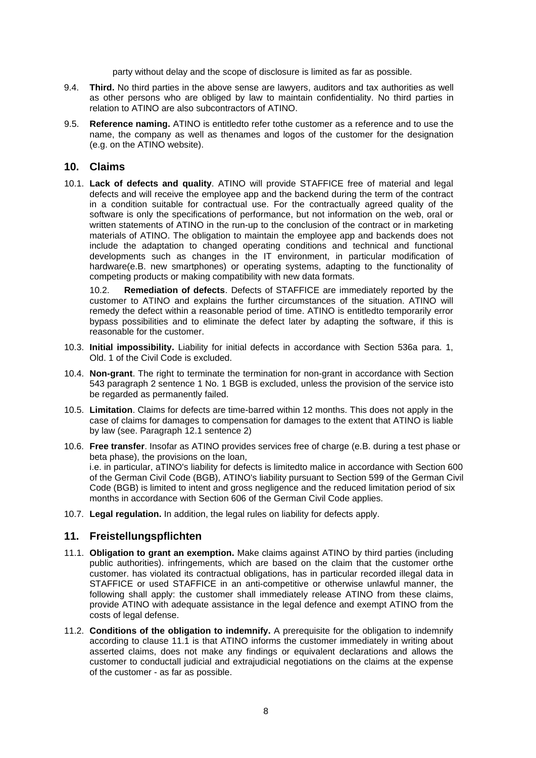party without delay and the scope of disclosure is limited as far as possible.

9.4. **Third.** No third parties in the above sense are lawyers, auditors and tax authorities as well as other persons who are obliged by law to maintain confidentiality. No third parties in relation to ATINO are also subcontractors of ATINO.

9.5. **Reference naming.** ATINO is entitledto refer tothe customer as a reference and to use the name, the company as well as thenames and logos of the customer for the designation (e.g. on the ATINO website).

## 10. Claims

10.1. **Lack of defects and quality**. ATINO will provide STAFFICE free of material and legal defects and will receive the employee app and the backend during the term of the contract in a condition suitable for contractual use. For the contractually agreed quality of the software is only the specifications of performance, but not information on the web, oral or written statements of ATINO in the run-up to the conclusion of the contract or in marketing materials of ATINO. The obligation to maintain the employee app and backends does not include the adaptation to changed operating conditions and technical and functional developments such as changes in the IT environment, in particular modification of hardware(e.B. new smartphones) or operating systems, adapting to the functionality of competing products or making compatibility with new data formats.

10.2. **Remediation of defects**. Defects of STAFFICE are immediately reported by the customer to ATINO and explains the further circumstances of the situation. ATINO will remedy the defect within a reasonable period of time. ATINO is entitledto temporarily error bypass possibilities and to eliminate the defect later by adapting the software, if this is reasonable for the customer.

10.3. **Initial impossibility.** Liability for initial defects in accordance with Section 536a para. 1, Old. 1 of the Civil Code is excluded.

10.4. **Non-grant**. The right to terminate the termination for non-grant in accordance with Section 543 paragraph 2 sentence 1 No. 1 BGB is excluded, unless the provision of the service isto be regarded as permanently failed.

10.5. **Limitation**. Claims for defects are time-barred within 12 months. This does not apply in the case of claims for damages to compensation for damages to the extent that ATINO is liable by law (see. Paragraph 12.1 sentence 2)

10.6. **Free transfer**. Insofar as ATINO provides services free of charge (e.B. during a test phase or beta phase), the provisions on the loan,
i.e. in particular, aTINO's liability for defects is limitedto malice in accordance with Section 600 of the German Civil Code (BGB), ATINO's liability pursuant to Section 599 of the German Civil Code (BGB) is limited to intent and gross negligence and the reduced limitation period of six months in accordance with Section 606 of the German Civil Code applies.

10.7. **Legal regulation.** In addition, the legal rules on liability for defects apply.

## 11. Freistellungspflichten

11.1. **Obligation to grant an exemption.** Make claims against ATINO by third parties (including public authorities). infringements, which are based on the claim that the customer orthe customer. has violated its contractual obligations, has in particular recorded illegal data in STAFFICE or used STAFFICE in an anti-competitive or otherwise unlawful manner, the following shall apply: the customer shall immediately release ATINO from these claims, provide ATINO with adequate assistance in the legal defence and exempt ATINO from the costs of legal defense.

11.2. **Conditions of the obligation to indemnify.** A prerequisite for the obligation to indemnify according to clause 11.1 is that ATINO informs the customer immediately in writing about asserted claims, does not make any findings or equivalent declarations and allows the customer to conductall judicial and extrajudicial negotiations on the claims at the expense of the customer - as far as possible.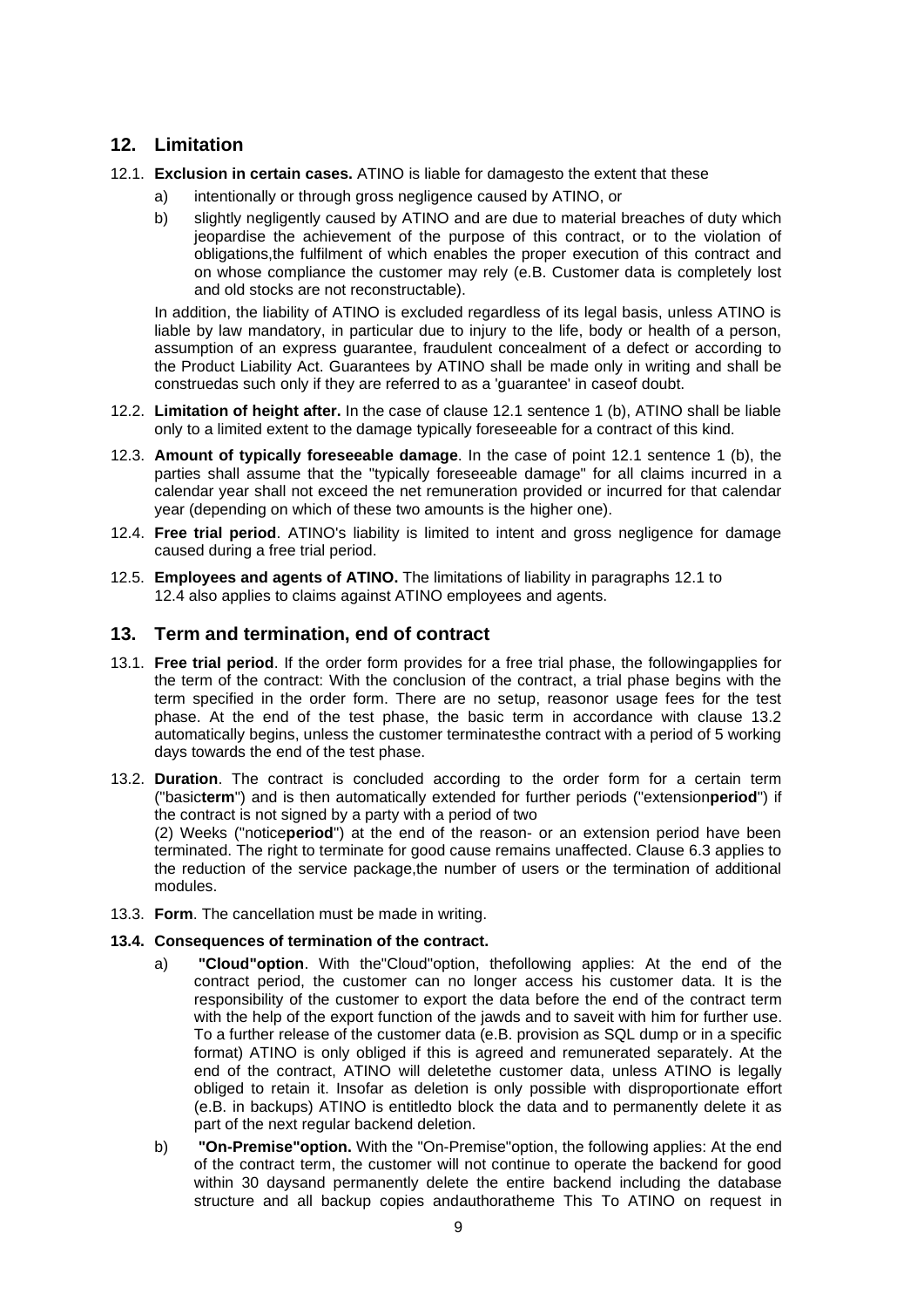## 12. Limitation

12.1. **Exclusion in certain cases.** ATINO is liable for damagesto the extent that these

a) intentionally or through gross negligence caused by ATINO, or

b) slightly negligently caused by ATINO and are due to material breaches of duty which jeopardise the achievement of the purpose of this contract, or to the violation of obligations,the fulfilment of which enables the proper execution of this contract and on whose compliance the customer may rely (e.B. Customer data is completely lost and old stocks are not reconstructable).

In addition, the liability of ATINO is excluded regardless of its legal basis, unless ATINO is liable by law mandatory, in particular due to injury to the life, body or health of a person, assumption of an express guarantee, fraudulent concealment of a defect or according to the Product Liability Act. Guarantees by ATINO shall be made only in writing and shall be construedas such only if they are referred to as a 'guarantee' in caseof doubt.

12.2. **Limitation of height after.** In the case of clause 12.1 sentence 1 (b), ATINO shall be liable only to a limited extent to the damage typically foreseeable for a contract of this kind.

12.3. **Amount of typically foreseeable damage**. In the case of point 12.1 sentence 1 (b), the parties shall assume that the "typically foreseeable damage" for all claims incurred in a calendar year shall not exceed the net remuneration provided or incurred for that calendar year (depending on which of these two amounts is the higher one).

12.4. **Free trial period**. ATINO's liability is limited to intent and gross negligence for damage caused during a free trial period.

12.5. **Employees and agents of ATINO.** The limitations of liability in paragraphs 12.1 to 12.4 also applies to claims against ATINO employees and agents.

## 13. Term and termination, end of contract

13.1. **Free trial period**. If the order form provides for a free trial phase, the followingapplies for the term of the contract: With the conclusion of the contract, a trial phase begins with the term specified in the order form. There are no setup, reasonor usage fees for the test phase. At the end of the test phase, the basic term in accordance with clause 13.2 automatically begins, unless the customer terminatesthe contract with a period of 5 working days towards the end of the test phase.

13.2. **Duration**. The contract is concluded according to the order form for a certain term ("basic**term**") and is then automatically extended for further periods ("extension**period**") if the contract is not signed by a party with a period of two
(2) Weeks ("notice**period**") at the end of the reason- or an extension period have been terminated. The right to terminate for good cause remains unaffected. Clause 6.3 applies to the reduction of the service package,the number of users or the termination of additional modules.

13.3. **Form**. The cancellation must be made in writing.

**13.4. Consequences of termination of the contract.**

a) **"Cloud"option**. With the"Cloud"option, thefollowing applies: At the end of the contract period, the customer can no longer access his customer data. It is the responsibility of the customer to export the data before the end of the contract term with the help of the export function of the jawds and to saveit with him for further use. To a further release of the customer data (e.B. provision as SQL dump or in a specific format) ATINO is only obliged if this is agreed and remunerated separately. At the end of the contract, ATINO will deletethe customer data, unless ATINO is legally obliged to retain it. Insofar as deletion is only possible with disproportionate effort (e.B. in backups) ATINO is entitledto block the data and to permanently delete it as part of the next regular backend deletion.

b) **"On-Premise"option.** With the "On-Premise"option, the following applies: At the end of the contract term, the customer will not continue to operate the backend for good within 30 daysand permanently delete the entire backend including the database structure and all backup copies andauthoratheme This To ATINO on request in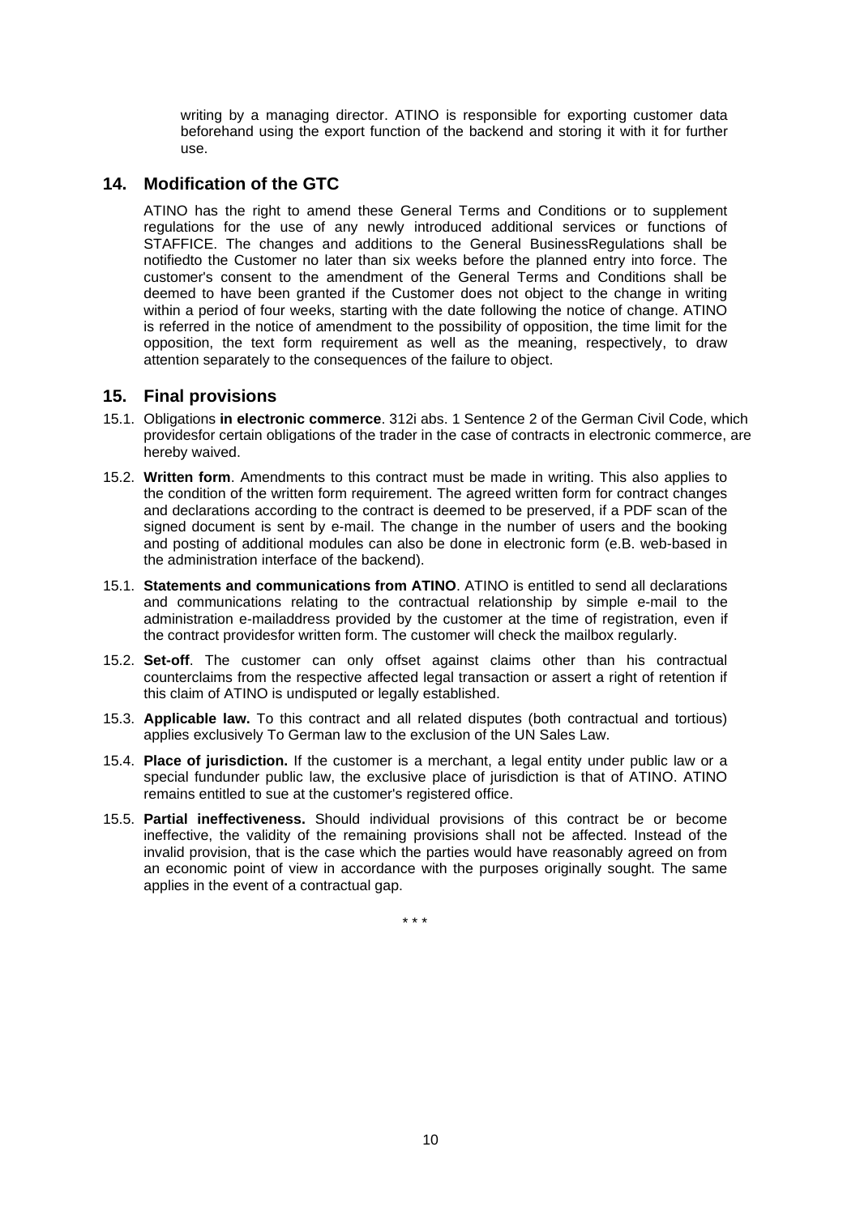writing by a managing director. ATINO is responsible for exporting customer data beforehand using the export function of the backend and storing it with it for further use.

## 14. Modification of the GTC

ATINO has the right to amend these General Terms and Conditions or to supplement regulations for the use of any newly introduced additional services or functions of STAFFICE. The changes and additions to the General BusinessRegulations shall be notifiedto the Customer no later than six weeks before the planned entry into force. The customer's consent to the amendment of the General Terms and Conditions shall be deemed to have been granted if the Customer does not object to the change in writing within a period of four weeks, starting with the date following the notice of change. ATINO is referred in the notice of amendment to the possibility of opposition, the time limit for the opposition, the text form requirement as well as the meaning, respectively, to draw attention separately to the consequences of the failure to object.

## 15. Final provisions

15.1. Obligations **in electronic commerce**. 312i abs. 1 Sentence 2 of the German Civil Code, which providesfor certain obligations of the trader in the case of contracts in electronic commerce, are hereby waived.

15.2. **Written form**. Amendments to this contract must be made in writing. This also applies to the condition of the written form requirement. The agreed written form for contract changes and declarations according to the contract is deemed to be preserved, if a PDF scan of the signed document is sent by e-mail. The change in the number of users and the booking and posting of additional modules can also be done in electronic form (e.B. web-based in the administration interface of the backend).

15.1. **Statements and communications from ATINO**. ATINO is entitled to send all declarations and communications relating to the contractual relationship by simple e-mail to the administration e-mailaddress provided by the customer at the time of registration, even if the contract providesfor written form. The customer will check the mailbox regularly.

15.2. **Set-off**. The customer can only offset against claims other than his contractual counterclaims from the respective affected legal transaction or assert a right of retention if this claim of ATINO is undisputed or legally established.

15.3. **Applicable law.** To this contract and all related disputes (both contractual and tortious) applies exclusively To German law to the exclusion of the UN Sales Law.

15.4. **Place of jurisdiction.** If the customer is a merchant, a legal entity under public law or a special fundunder public law, the exclusive place of jurisdiction is that of ATINO. ATINO remains entitled to sue at the customer's registered office.

15.5. **Partial ineffectiveness.** Should individual provisions of this contract be or become ineffective, the validity of the remaining provisions shall not be affected. Instead of the invalid provision, that is the case which the parties would have reasonably agreed on from an economic point of view in accordance with the purposes originally sought. The same applies in the event of a contractual gap.

\* \* \*